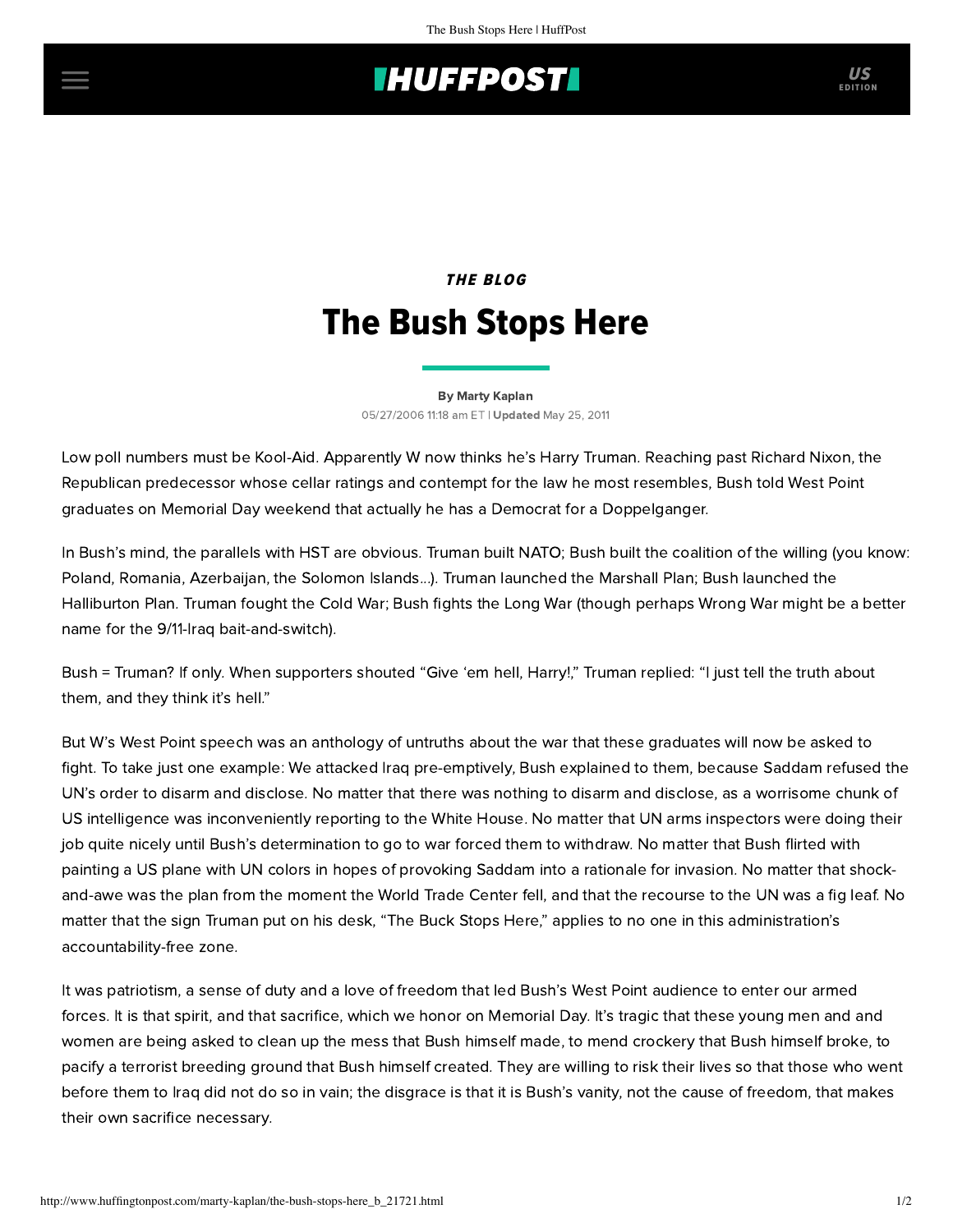*THE BLOG*

# The Bush Stops Here

By Marty Kaplan

05/27/2006 11:18 am ET | **Updated** May 25, 2011

Low poll numbers must be Kool-Aid. Apparently W now thinks he's Harry Truman. Reaching past Richard Nixon, the Republican predecessor whose cellar ratings and contempt for the law he most resembles, Bush told West Point graduates on Memorial Day weekend that actually he has a Democrat for a Doppelganger.

In Bush's mind, the parallels with HST are obvious. Truman built NATO; Bush built the coalition of the willing (you know: Poland, Romania, Azerbaijan, the Solomon Islands...). Truman launched the Marshall Plan; Bush launched the Halliburton Plan. Truman fought the Cold War; Bush fights the Long War (though perhaps Wrong War might be a better name for the 9/11-Iraq bait-and-switch).

Bush = Truman? If only. When supporters shouted "Give 'em hell, Harry!," Truman replied: "I just tell the truth about them, and they think it's hell."

But W's West Point speech was an anthology of untruths about the war that these graduates will now be asked to fight. To take just one example: We attacked Iraq pre-emptively, Bush explained to them, because Saddam refused the UN's order to disarm and disclose. No matter that there was nothing to disarm and disclose, as a worrisome chunk of US intelligence was inconveniently reporting to the White House. No matter that UN arms inspectors were doing their job quite nicely until Bush's determination to go to war forced them to withdraw. No matter that Bush flirted with painting a US plane with UN colors in hopes of provoking Saddam into a rationale for invasion. No matter that shock-and-awe was the plan from the moment the World Trade Center fell, and that the recourse to the UN was a fig leaf. No matter that the sign Truman put on his desk, "The Buck Stops Here," applies to no one in this administration's accountability-free zone.

It was patriotism, a sense of duty and a love of freedom that led Bush's West Point audience to enter our armed forces. It is that spirit, and that sacrifice, which we honor on Memorial Day. It's tragic that these young men and and women are being asked to clean up the mess that Bush himself made, to mend crockery that Bush himself broke, to pacify a terrorist breeding ground that Bush himself created. They are willing to risk their lives so that those who went before them to Iraq did not do so in vain; the disgrace is that it is Bush's vanity, not the cause of freedom, that makes their own sacrifice necessary.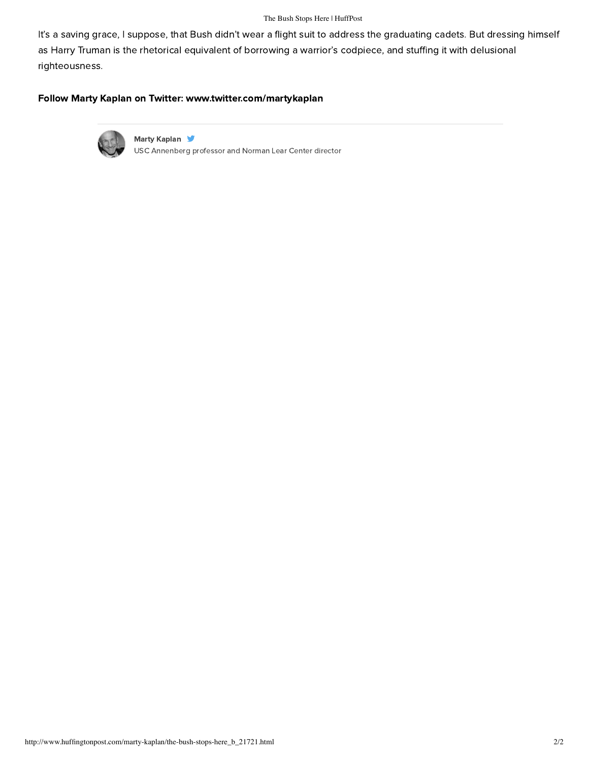It's a saving grace, I suppose, that Bush didn't wear a flight suit to address the graduating cadets. But dressing himself as Harry Truman is the rhetorical equivalent of borrowing a warrior's codpiece, and stuffing it with delusional righteousness.

**Follow Marty Kaplan on Twitter: www.twitter.com/martykaplan**

---

**Marty Kaplan**
USC Annenberg professor and Norman Lear Center director